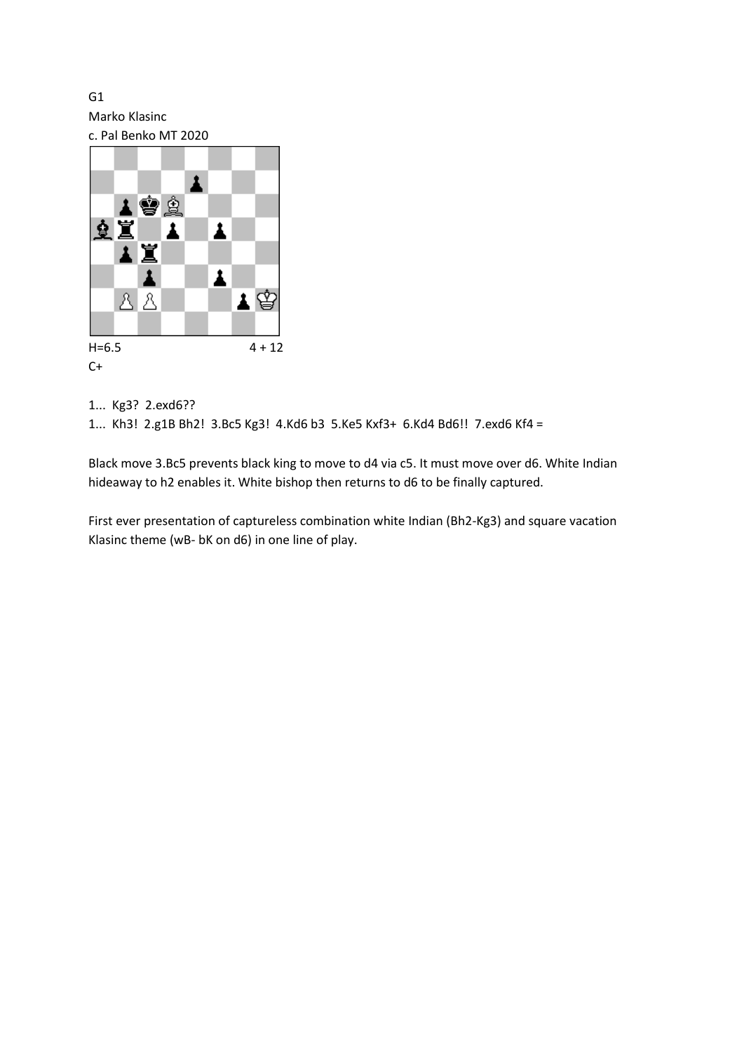G1
Marko Klasinc
c. Pal Benko MT 2020

H=6.5 4 + 12
C+

1... Kg3? 2.exd6??
1... Kh3! 2.g1B Bh2! 3.Bc5 Kg3! 4.Kd6 b3 5.Ke5 Kxf3+ 6.Kd4 Bd6!! 7.exd6 Kf4 =

Black move 3.Bc5 prevents black king to move to d4 via c5. It must move over d6. White Indian hideaway to h2 enables it. White bishop then returns to d6 to be finally captured.

First ever presentation of captureless combination white Indian (Bh2-Kg3) and square vacation Klasinc theme (wB- bK on d6) in one line of play.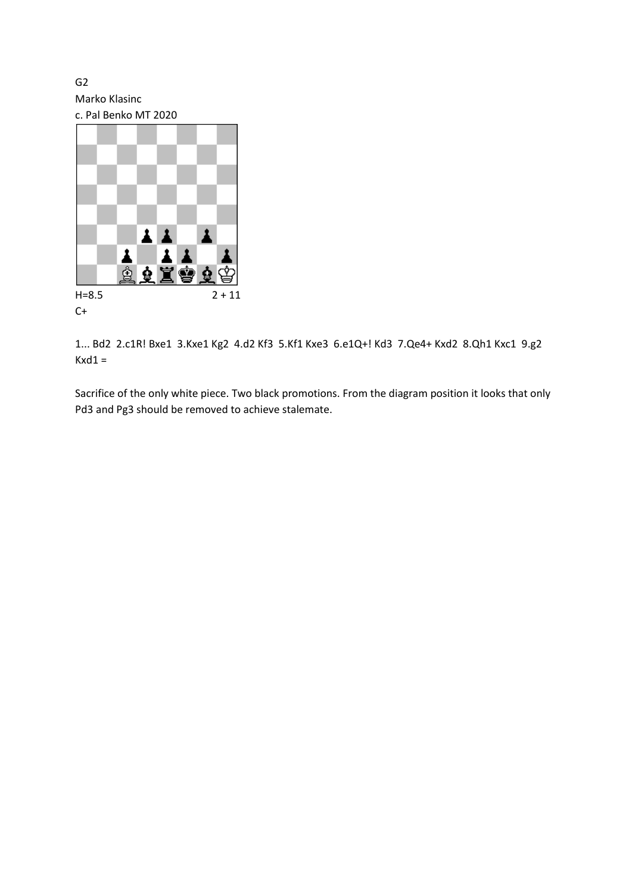G2

Marko Klasinc

c. Pal Benko MT 2020

H=8.5 2 + 11

C+

1... Bd2 2.c1R! Bxe1 3.Kxe1 Kg2 4.d2 Kf3 5.Kf1 Kxe3 6.e1Q+! Kd3 7.Qe4+ Kxd2 8.Qh1 Kxc1 9.g2 Kxd1 =

Sacrifice of the only white piece. Two black promotions. From the diagram position it looks that only Pd3 and Pg3 should be removed to achieve stalemate.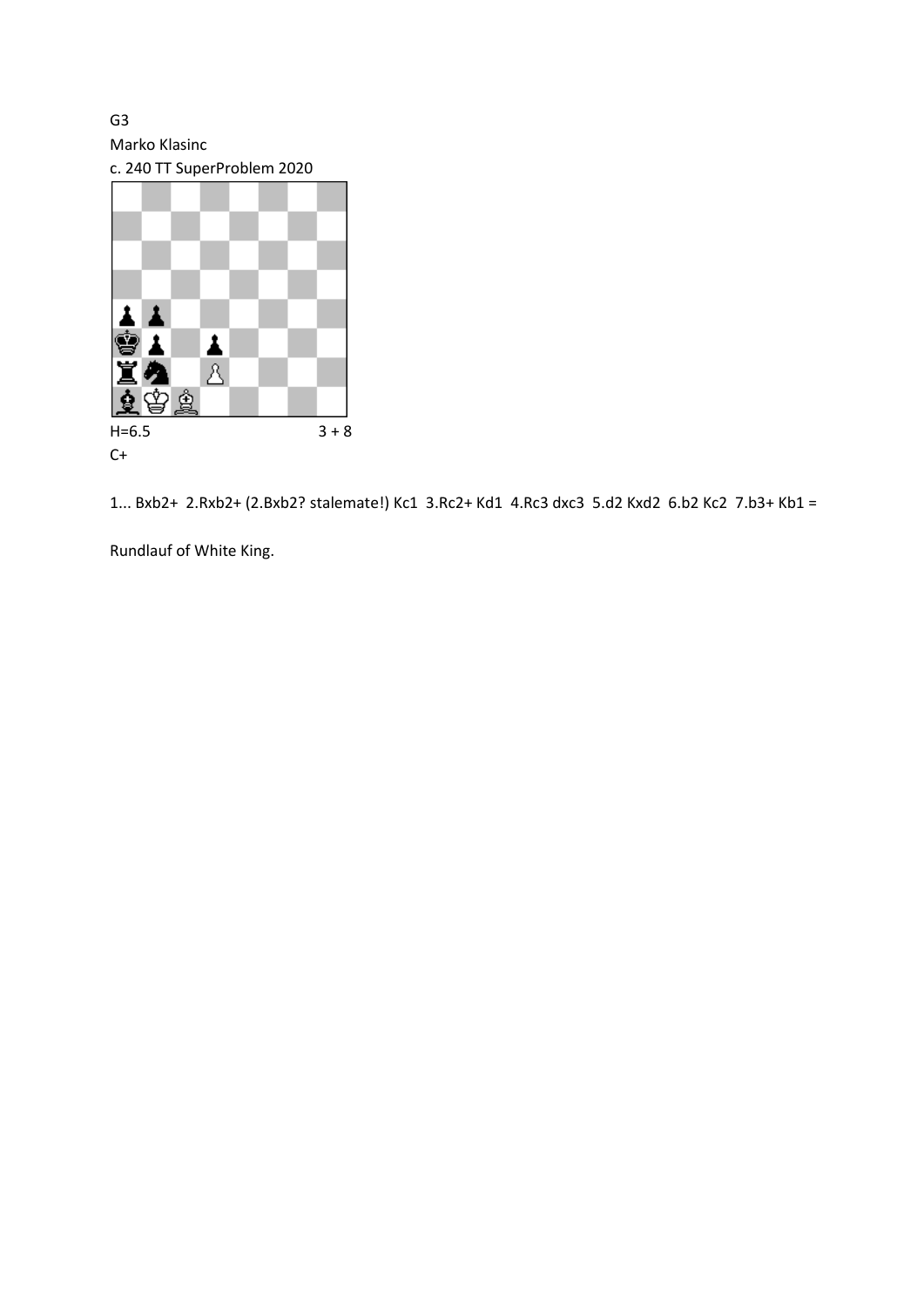G3

Marko Klasinc

c. 240 TT SuperProblem 2020

H=6.5 3 + 8

C+

1... Bxb2+ 2.Rxb2+ (2.Bxb2? stalemate!) Kc1 3.Rc2+ Kd1 4.Rc3 dxc3 5.d2 Kxd2 6.b2 Kc2 7.b3+ Kb1 =

Rundlauf of White King.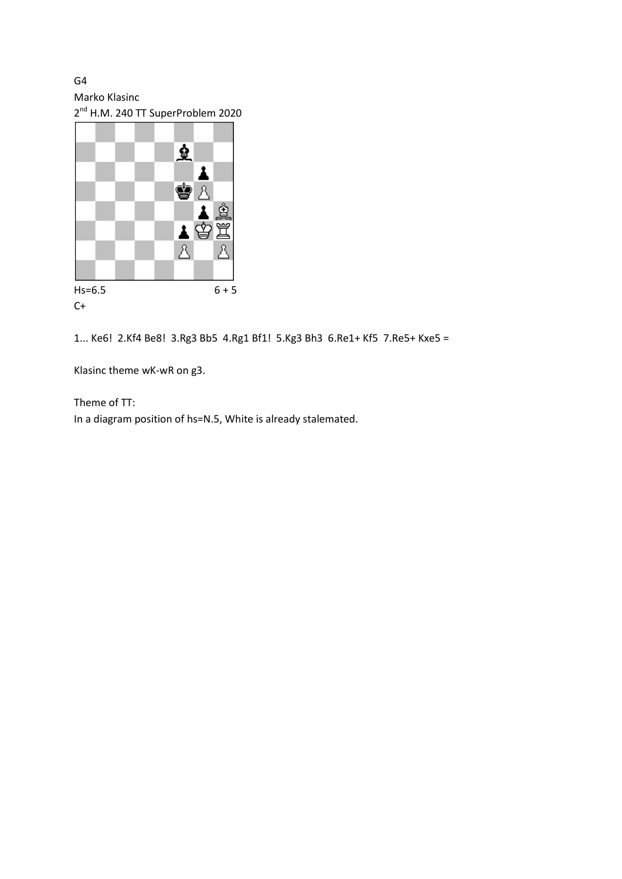G4

Marko Klasinc

2nd H.M. 240 TT SuperProblem 2020

Hs=6.5 6 + 5

C+

1... Ke6! 2.Kf4 Be8! 3.Rg3 Bb5 4.Rg1 Bf1! 5.Kg3 Bh3 6.Re1+ Kf5 7.Re5+ Kxe5 =

Klasinc theme wK-wR on g3.

Theme of TT:

In a diagram position of hs=N.5, White is already stalemated.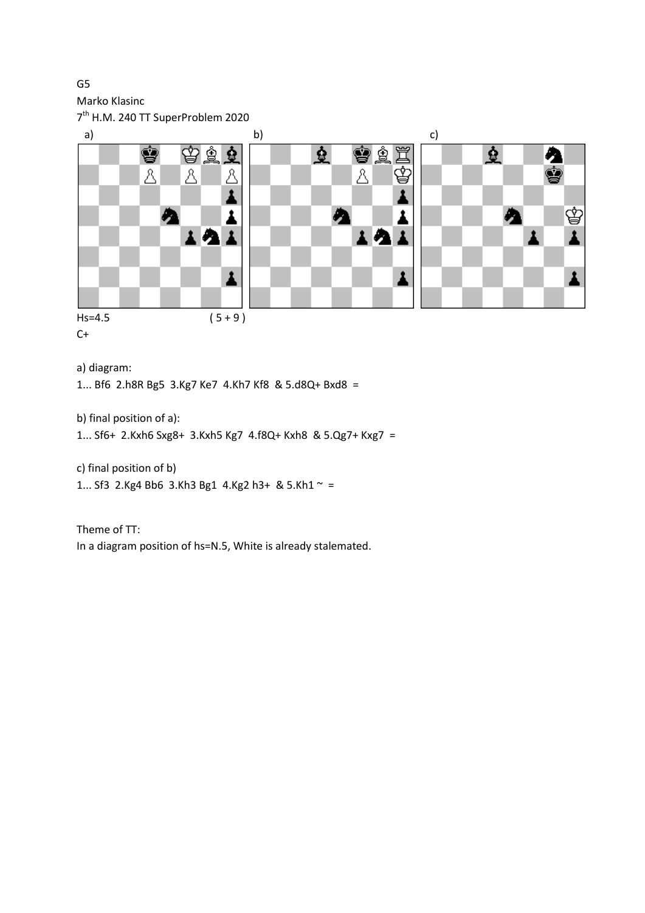G5

Marko Klasinc

7[th] H.M. 240 TT SuperProblem 2020

a) b) c)

Hs=4.5 ( 5 + 9 )

C+

a) diagram:

1... Bf6 2.h8R Bg5 3.Kg7 Ke7 4.Kh7 Kf8 & 5.d8Q+ Bxd8 =

b) final position of a):

1... Sf6+ 2.Kxh6 Sxg8+ 3.Kxh5 Kg7 4.f8Q+ Kxh8 & 5.Qg7+ Kxg7 =

c) final position of b)

1... Sf3 2.Kg4 Bb6 3.Kh3 Bg1 4.Kg2 h3+ & 5.Kh1 ~ =

Theme of TT:

In a diagram position of hs=N.5, White is already stalemated.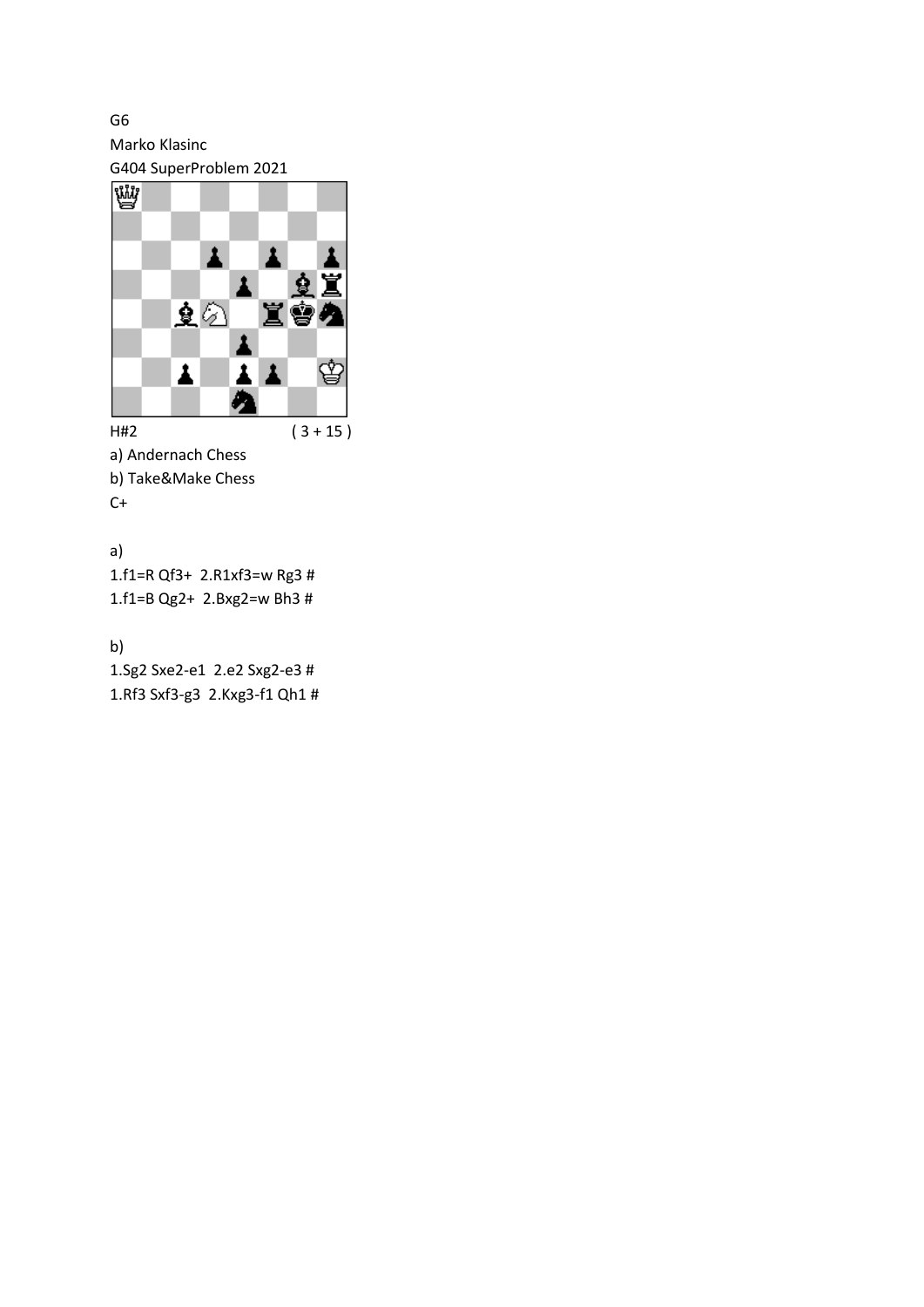G6

Marko Klasinc

G404 SuperProblem 2021

H#2 ( 3 + 15 )

a) Andernach Chess

b) Take&Make Chess

C+

a)

1.f1=R Qf3+ 2.R1xf3=w Rg3 #

1.f1=B Qg2+ 2.Bxg2=w Bh3 #

b)

1.Sg2 Sxe2-e1 2.e2 Sxg2-e3 #

1.Rf3 Sxf3-g3 2.Kxg3-f1 Qh1 #